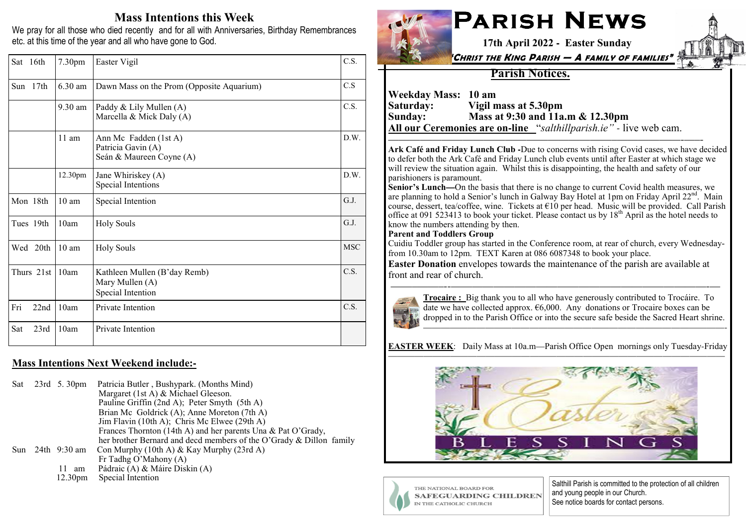## Mass Intentions this Week

We pray for all those who died recently and for all with Anniversaries, Birthday Remembrances etc. at this time of the year and all who have gone to God.

| | | | |
|---|---|---|---|
| Sat 16th | 7.30pm | Easter Vigil | C.S. |
| Sun 17th | 6.30 am | Dawn Mass on the Prom (Opposite Aquarium) | C.S |
| | 9.30 am | Paddy & Lily Mullen (A)<br>Marcella & Mick Daly (A) | C.S. |
| | 11 am | Ann Mc Fadden (1st A)<br>Patricia Gavin (A)<br>Seán & Maureen Coyne (A) | D.W. |
| | 12.30pm | Jane Whiriskey (A)<br>Special Intentions | D.W. |
| Mon 18th | 10 am | Special Intention | G.J. |
| Tues 19th | 10am | Holy Souls | G.J. |
| Wed 20th | 10 am | Holy Souls | MSC |
| Thurs 21st | 10am | Kathleen Mullen (B'day Remb)<br>Mary Mullen (A)<br>Special Intention | C.S. |
| Fri 22nd | 10am | Private Intention | C.S. |
| Sat 23rd | 10am | Private Intention | |

### Mass Intentions Next Weekend include:-

Sat 23rd 5. 30pm Patricia Butler , Bushypark. (Months Mind)
Margaret (1st A) & Michael Gleeson.
Pauline Griffin (2nd A); Peter Smyth (5th A)
Brian Mc Goldrick (A); Anne Moreton (7th A)
Jim Flavin (10th A); Chris Mc Elwee (29th A)
Frances Thornton (14th A) and her parents Una & Pat O'Grady,
her brother Bernard and decd members of the O'Grady & Dillon family

Sun 24th 9:30 am Con Murphy (10th A) & Kay Murphy (23rd A)
Fr Tadhg O'Mahony (A)
11 am Pádraic (A) & Máire Diskin (A)
12.30pm Special Intention

# Parish News

**17th April 2022 - Easter Sunday**

*"Christ the King Parish — A family of families"*

## Parish Notices.

**Weekday Mass: 10 am**
**Saturday: Vigil mass at 5.30pm**
**Sunday: Mass at 9:30 and 11a.m & 12.30pm**
**All our Ceremonies are on-line** "*salthillparish.ie"* - live web cam.

**Ark Café and Friday Lunch Club -**Due to concerns with rising Covid cases, we have decided to defer both the Ark Café and Friday Lunch club events until after Easter at which stage we will review the situation again. Whilst this is disappointing, the health and safety of our parishioners is paramount.

**Senior's Lunch—**On the basis that there is no change to current Covid health measures, we are planning to hold a Senior's lunch in Galway Bay Hotel at 1pm on Friday April 22nd. Main course, dessert, tea/coffee, wine. Tickets at €10 per head. Music will be provided. Call Parish office at 091 523413 to book your ticket. Please contact us by 18th April as the hotel needs to know the numbers attending by then.

**Parent and Toddlers Group**
Cuidiu Toddler group has started in the Conference room, at rear of church, every Wednesday- from 10.30am to 12pm. TEXT Karen at 086 6087348 to book your place.

**Easter Donation** envelopes towards the maintenance of the parish are available at front and rear of church.

**Trocaire :** Big thank you to all who have generously contributed to Trocáire. To date we have collected approx. €6,000. Any donations or Trocaire boxes can be dropped in to the Parish Office or into the secure safe beside the Sacred Heart shrine.

**EASTER WEEK**: Daily Mass at 10a.m—Parish Office Open mornings only Tuesday-Friday

Easter BLESSINGS

THE NATIONAL BOARD FOR SAFEGUARDING CHILDREN IN THE CATHOLIC CHURCH

Salthill Parish is committed to the protection of all children and young people in our Church. See notice boards for contact persons.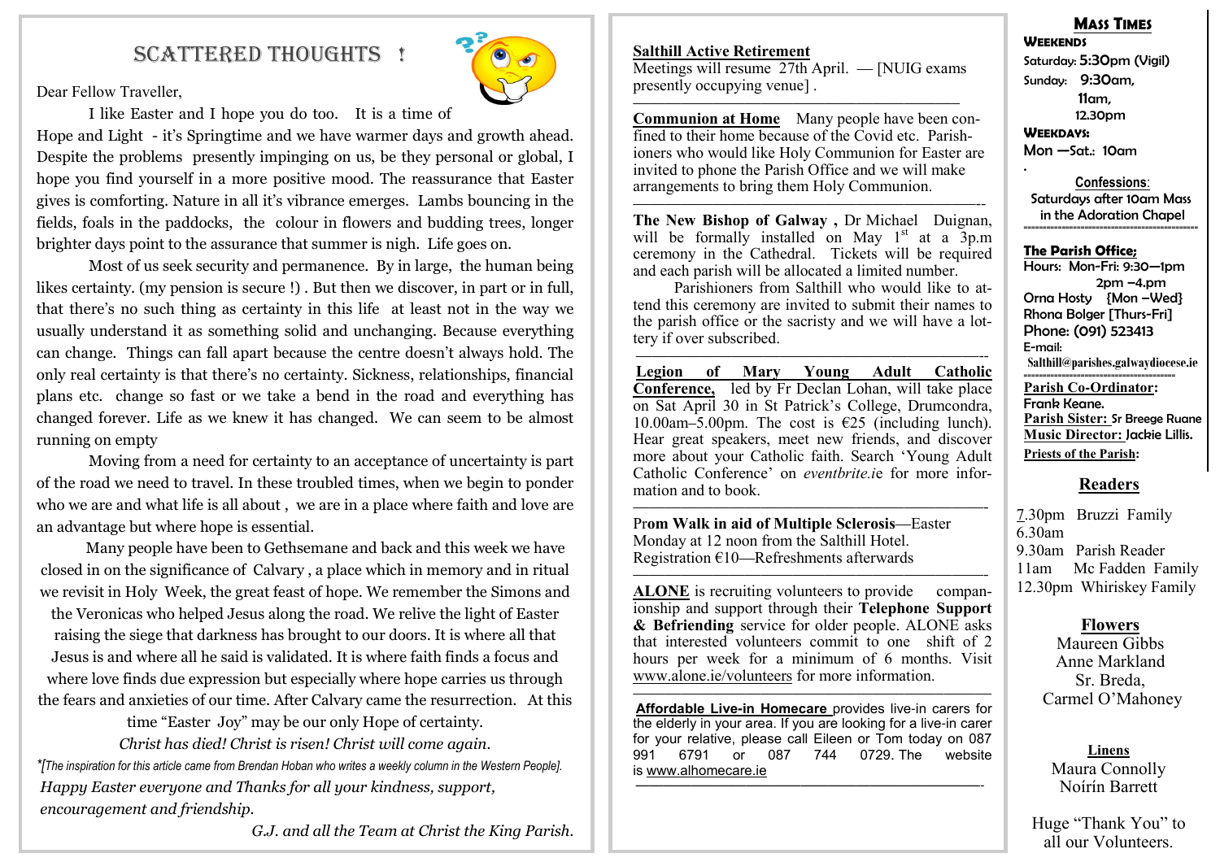# SCATTERED THOUGHTS !

Dear Fellow Traveller,

I like Easter and I hope you do too. It is a time of Hope and Light - it's Springtime and we have warmer days and growth ahead. Despite the problems presently impinging on us, be they personal or global, I hope you find yourself in a more positive mood. The reassurance that Easter gives is comforting. Nature in all it's vibrance emerges. Lambs bouncing in the fields, foals in the paddocks, the colour in flowers and budding trees, longer brighter days point to the assurance that summer is nigh. Life goes on.

Most of us seek security and permanence. By in large, the human being likes certainty. (my pension is secure !) . But then we discover, in part or in full, that there's no such thing as certainty in this life at least not in the way we usually understand it as something solid and unchanging. Because everything can change. Things can fall apart because the centre doesn't always hold. The only real certainty is that there's no certainty. Sickness, relationships, financial plans etc. change so fast or we take a bend in the road and everything has changed forever. Life as we knew it has changed. We can seem to be almost running on empty

Moving from a need for certainty to an acceptance of uncertainty is part of the road we need to travel. In these troubled times, when we begin to ponder who we are and what life is all about , we are in a place where faith and love are an advantage but where hope is essential.

Many people have been to Gethsemane and back and this week we have closed in on the significance of Calvary , a place which in memory and in ritual we revisit in Holy Week, the great feast of hope. We remember the Simons and the Veronicas who helped Jesus along the road. We relive the light of Easter raising the siege that darkness has brought to our doors. It is where all that Jesus is and where all he said is validated. It is where faith finds a focus and where love finds due expression but especially where hope carries us through the fears and anxieties of our time. After Calvary came the resurrection. At this time "Easter Joy" may be our only Hope of certainty.

*Christ has died! Christ is risen! Christ will come again.*

*[The inspiration for this article came from Brendan Hoban who writes a weekly column in the Western People].

*Happy Easter everyone and Thanks for all your kindness, support, encouragement and friendship.*

*G.J. and all the Team at Christ the King Parish.*

---

**Salthill Active Retirement**
Meetings will resume 27th April. — [NUIG exams presently occupying venue] .

---

**Communion at Home** Many people have been confined to their home because of the Covid etc. Parishioners who would like Holy Communion for Easter are invited to phone the Parish Office and we will make arrangements to bring them Holy Communion.

---

**The New Bishop of Galway ,** Dr Michael Duignan, will be formally installed on May 1st at a 3p.m ceremony in the Cathedral. Tickets will be required and each parish will be allocated a limited number.

Parishioners from Salthill who would like to attend this ceremony are invited to submit their names to the parish office or the sacristy and we will have a lottery if over subscribed.

---

**Legion of Mary Young Adult Catholic Conference,** led by Fr Declan Lohan, will take place on Sat April 30 in St Patrick's College, Drumcondra, 10.00am–5.00pm. The cost is €25 (including lunch). Hear great speakers, meet new friends, and discover more about your Catholic faith. Search 'Young Adult Catholic Conference' on *eventbrite.i*e for more information and to book.

---

Pr**om Walk in aid of Multiple Sclerosis**—Easter Monday at 12 noon from the Salthill Hotel.
Registration €10—Refreshments afterwards

---

**ALONE** is recruiting volunteers to provide companionship and support through their **Telephone Support & Befriending** service for older people. ALONE asks that interested volunteers commit to one shift of 2 hours per week for a minimum of 6 months. Visit www.alone.ie/volunteers for more information.

---

**Affordable Live-in Homecare** provides live-in carers for the elderly in your area. If you are looking for a live-in carer for your relative, please call Eileen or Tom today on 087 991 6791 or 087 744 0729. The website is www.alhomecare.ie

---

## Mass Times

**Weekends**
Saturday: 5:30pm (Vigil)
Sunday: 9:30am, 11am, 12.30pm

**Weekdays:**
Mon —Sat.: 10am

**Confessions**:
Saturdays after 10am Mass in the Adoration Chapel

**The Parish Office;**
Hours: Mon-Fri: 9:30—1pm
2pm –4.pm
Orna Hosty {Mon –Wed}
Rhona Bolger [Thurs-Fri]
Phone: (091) 523413
E-mail: Salthill@parishes.galwaydiocese.ie

**Parish Co-Ordinator:** Frank Keane.
**Parish Sister:** Sr Breege Ruane
**Music Director:** Jackie Lillis.
**Priests of the Parish:**

## Readers

7.30pm Bruzzi Family
6.30am
9.30am Parish Reader
11am Mc Fadden Family
12.30pm Whiriskey Family

## Flowers

Maureen Gibbs
Anne Markland
Sr. Breda,
Carmel O'Mahoney

## Linens

Maura Connolly
Noírín Barrett

Huge "Thank You" to all our Volunteers.